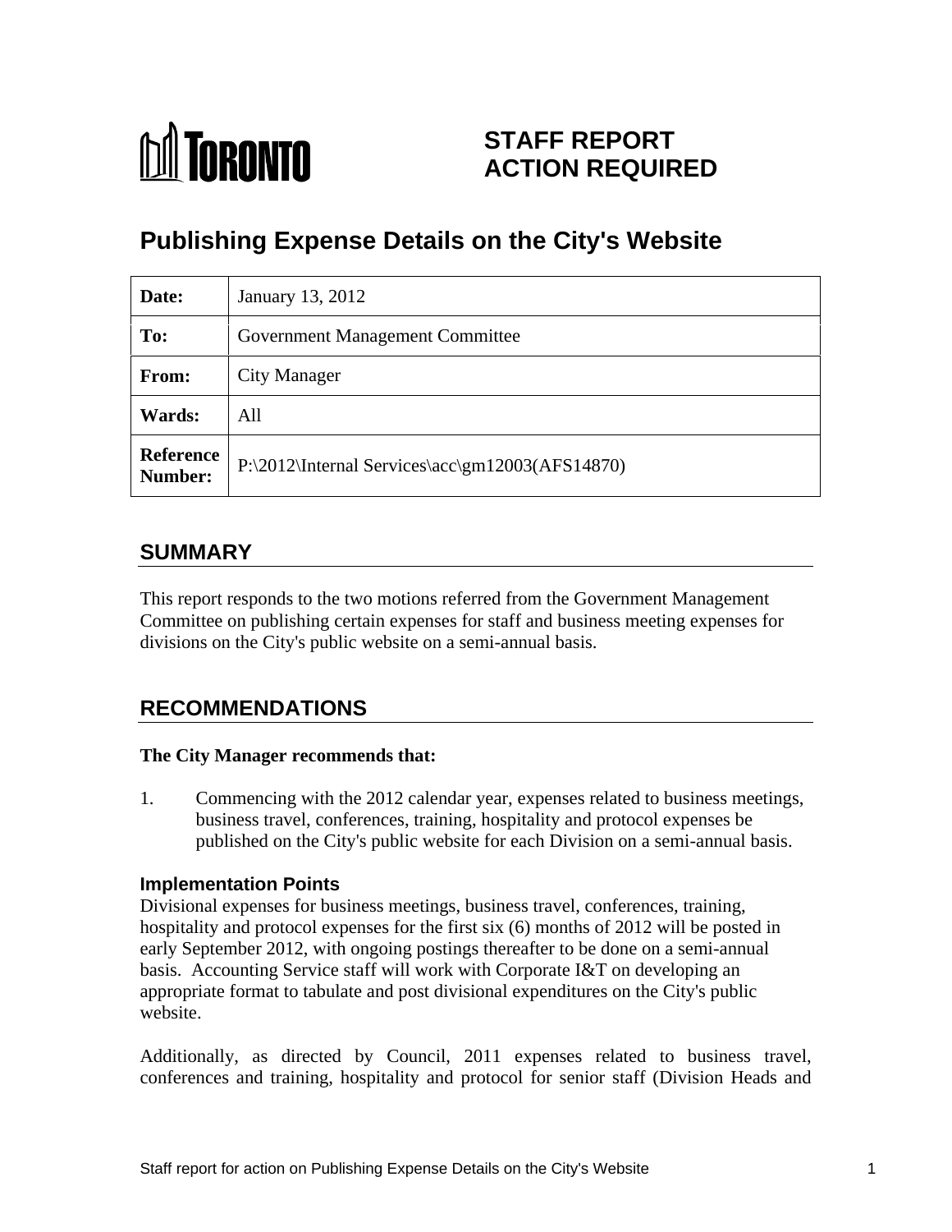TORONTO

# STAFF REPORT ACTION REQUIRED

# Publishing Expense Details on the City's Website

| Date: | January 13, 2012 |
| --- | --- |
| To: | Government Management Committee |
| From: | City Manager |
| Wards: | All |
| Reference Number: | P:\2012\Internal Services\acc\gm12003(AFS14870) |

## SUMMARY

This report responds to the two motions referred from the Government Management Committee on publishing certain expenses for staff and business meeting expenses for divisions on the City's public website on a semi-annual basis.

## RECOMMENDATIONS

**The City Manager recommends that:**

1. Commencing with the 2012 calendar year, expenses related to business meetings, business travel, conferences, training, hospitality and protocol expenses be published on the City's public website for each Division on a semi-annual basis.

### Implementation Points

Divisional expenses for business meetings, business travel, conferences, training, hospitality and protocol expenses for the first six (6) months of 2012 will be posted in early September 2012, with ongoing postings thereafter to be done on a semi-annual basis. Accounting Service staff will work with Corporate I&T on developing an appropriate format to tabulate and post divisional expenditures on the City's public website.

Additionally, as directed by Council, 2011 expenses related to business travel, conferences and training, hospitality and protocol for senior staff (Division Heads and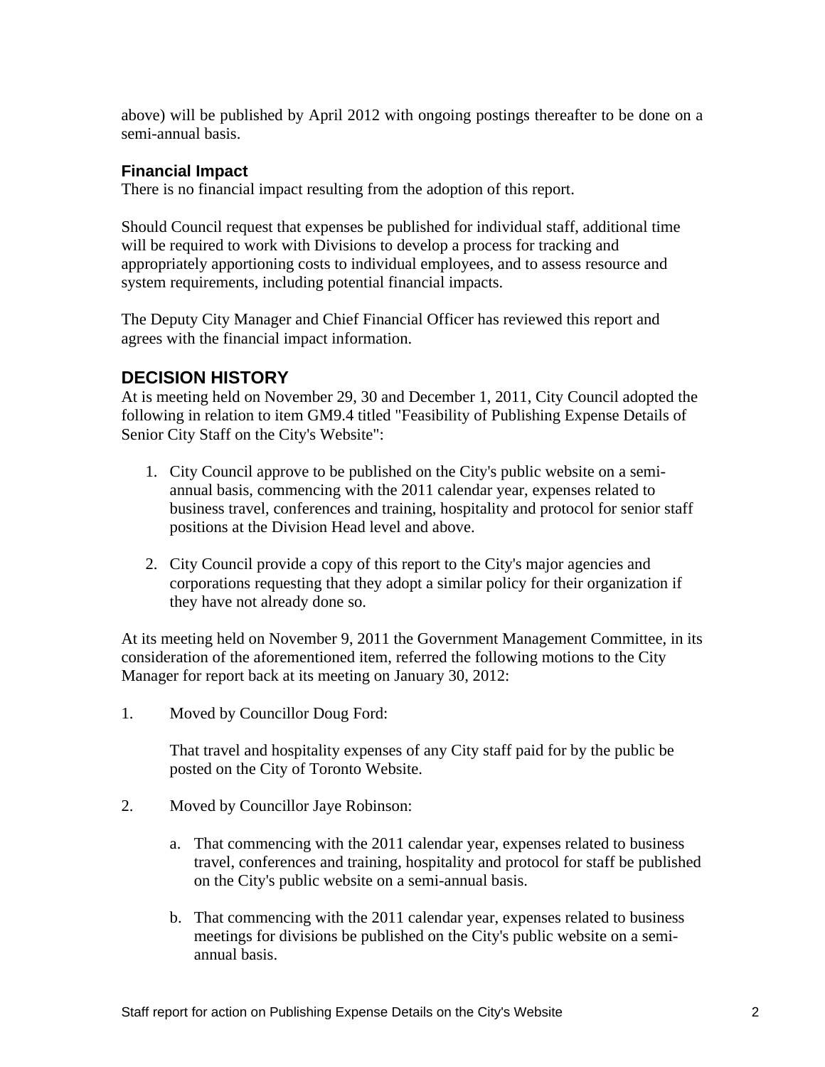above) will be published by April 2012 with ongoing postings thereafter to be done on a semi-annual basis.

### Financial Impact

There is no financial impact resulting from the adoption of this report.

Should Council request that expenses be published for individual staff, additional time will be required to work with Divisions to develop a process for tracking and appropriately apportioning costs to individual employees, and to assess resource and system requirements, including potential financial impacts.

The Deputy City Manager and Chief Financial Officer has reviewed this report and agrees with the financial impact information.

## DECISION HISTORY

At is meeting held on November 29, 30 and December 1, 2011, City Council adopted the following in relation to item GM9.4 titled "Feasibility of Publishing Expense Details of Senior City Staff on the City's Website":

1. City Council approve to be published on the City's public website on a semi-annual basis, commencing with the 2011 calendar year, expenses related to business travel, conferences and training, hospitality and protocol for senior staff positions at the Division Head level and above.

2. City Council provide a copy of this report to the City's major agencies and corporations requesting that they adopt a similar policy for their organization if they have not already done so.

At its meeting held on November 9, 2011 the Government Management Committee, in its consideration of the aforementioned item, referred the following motions to the City Manager for report back at its meeting on January 30, 2012:

1. Moved by Councillor Doug Ford:

   That travel and hospitality expenses of any City staff paid for by the public be posted on the City of Toronto Website.

2. Moved by Councillor Jaye Robinson:

   a. That commencing with the 2011 calendar year, expenses related to business travel, conferences and training, hospitality and protocol for staff be published on the City's public website on a semi-annual basis.

   b. That commencing with the 2011 calendar year, expenses related to business meetings for divisions be published on the City's public website on a semi-annual basis.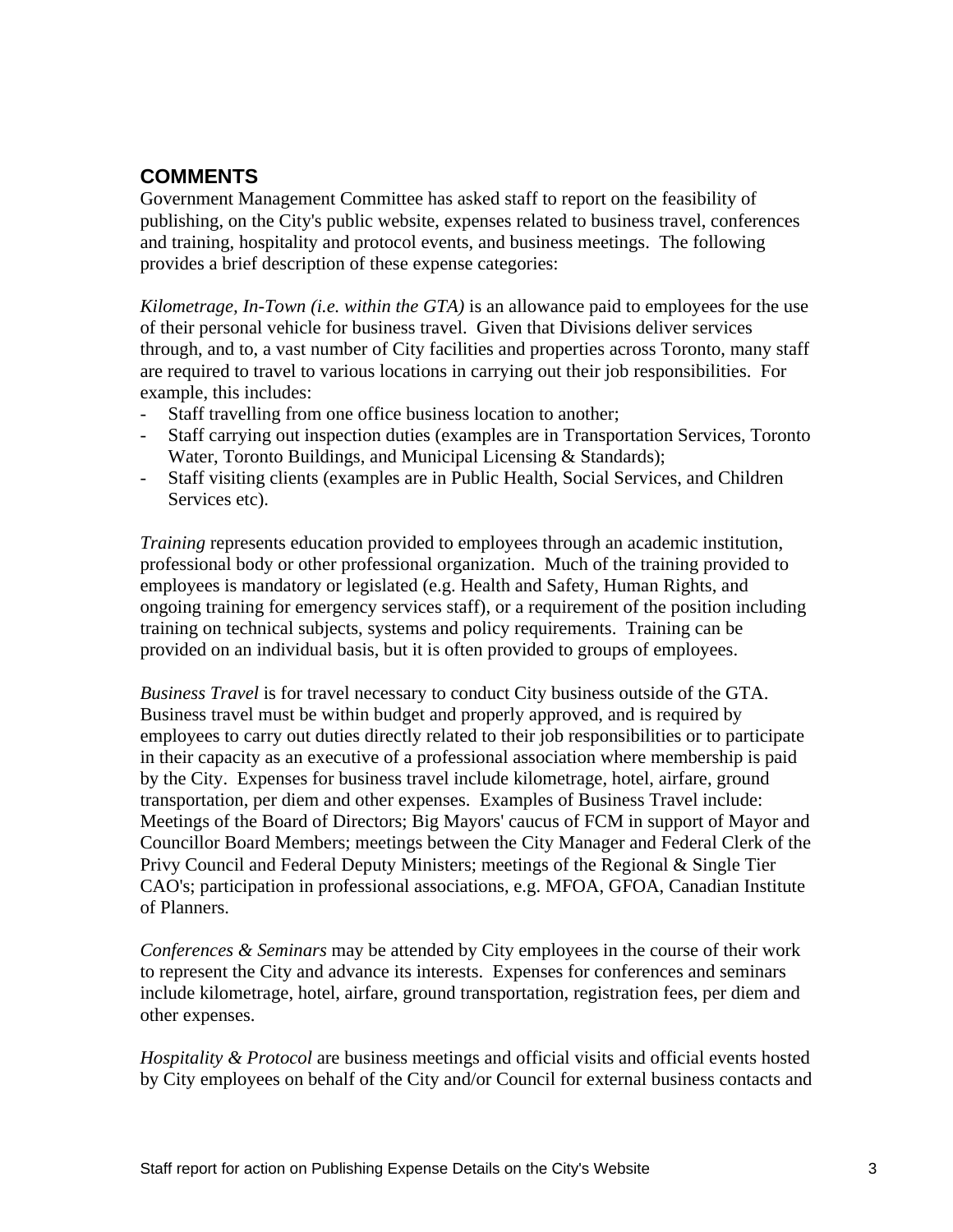## COMMENTS

Government Management Committee has asked staff to report on the feasibility of publishing, on the City's public website, expenses related to business travel, conferences and training, hospitality and protocol events, and business meetings. The following provides a brief description of these expense categories:

*Kilometrage, In-Town (i.e. within the GTA)* is an allowance paid to employees for the use of their personal vehicle for business travel. Given that Divisions deliver services through, and to, a vast number of City facilities and properties across Toronto, many staff are required to travel to various locations in carrying out their job responsibilities. For example, this includes:

- Staff travelling from one office business location to another;
- Staff carrying out inspection duties (examples are in Transportation Services, Toronto Water, Toronto Buildings, and Municipal Licensing & Standards);
- Staff visiting clients (examples are in Public Health, Social Services, and Children Services etc).

*Training* represents education provided to employees through an academic institution, professional body or other professional organization. Much of the training provided to employees is mandatory or legislated (e.g. Health and Safety, Human Rights, and ongoing training for emergency services staff), or a requirement of the position including training on technical subjects, systems and policy requirements. Training can be provided on an individual basis, but it is often provided to groups of employees.

*Business Travel* is for travel necessary to conduct City business outside of the GTA. Business travel must be within budget and properly approved, and is required by employees to carry out duties directly related to their job responsibilities or to participate in their capacity as an executive of a professional association where membership is paid by the City. Expenses for business travel include kilometrage, hotel, airfare, ground transportation, per diem and other expenses. Examples of Business Travel include: Meetings of the Board of Directors; Big Mayors' caucus of FCM in support of Mayor and Councillor Board Members; meetings between the City Manager and Federal Clerk of the Privy Council and Federal Deputy Ministers; meetings of the Regional & Single Tier CAO's; participation in professional associations, e.g. MFOA, GFOA, Canadian Institute of Planners.

*Conferences & Seminars* may be attended by City employees in the course of their work to represent the City and advance its interests. Expenses for conferences and seminars include kilometrage, hotel, airfare, ground transportation, registration fees, per diem and other expenses.

*Hospitality & Protocol* are business meetings and official visits and official events hosted by City employees on behalf of the City and/or Council for external business contacts and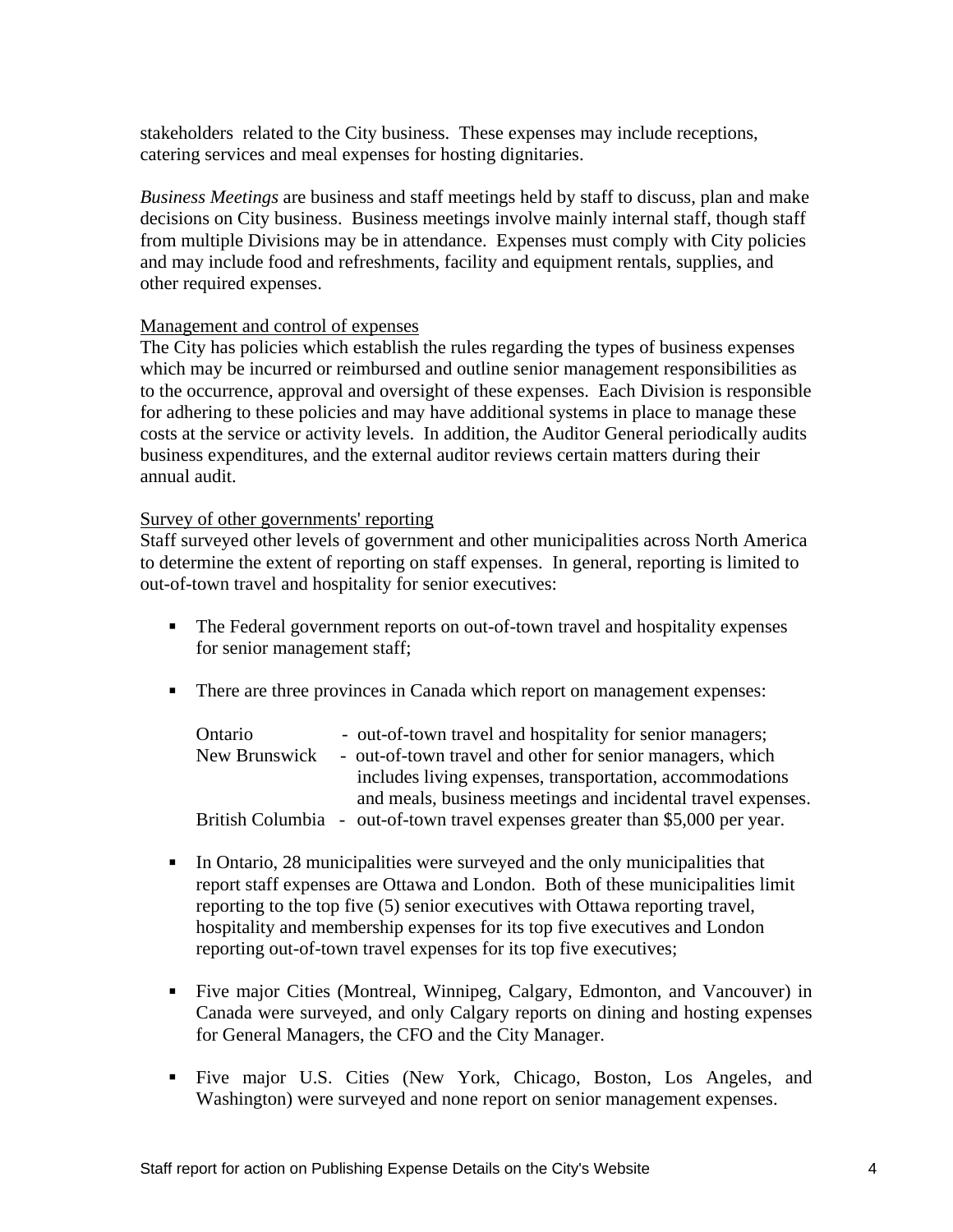stakeholders related to the City business. These expenses may include receptions, catering services and meal expenses for hosting dignitaries.

*Business Meetings* are business and staff meetings held by staff to discuss, plan and make decisions on City business. Business meetings involve mainly internal staff, though staff from multiple Divisions may be in attendance. Expenses must comply with City policies and may include food and refreshments, facility and equipment rentals, supplies, and other required expenses.

<u>Management and control of expenses</u>

The City has policies which establish the rules regarding the types of business expenses which may be incurred or reimbursed and outline senior management responsibilities as to the occurrence, approval and oversight of these expenses. Each Division is responsible for adhering to these policies and may have additional systems in place to manage these costs at the service or activity levels. In addition, the Auditor General periodically audits business expenditures, and the external auditor reviews certain matters during their annual audit.

<u>Survey of other governments' reporting</u>

Staff surveyed other levels of government and other municipalities across North America to determine the extent of reporting on staff expenses. In general, reporting is limited to out-of-town travel and hospitality for senior executives:

- The Federal government reports on out-of-town travel and hospitality expenses for senior management staff;

- There are three provinces in Canada which report on management expenses:

  Ontario - out-of-town travel and hospitality for senior managers;
  New Brunswick - out-of-town travel and other for senior managers, which includes living expenses, transportation, accommodations and meals, business meetings and incidental travel expenses.
  British Columbia - out-of-town travel expenses greater than $5,000 per year.

- In Ontario, 28 municipalities were surveyed and the only municipalities that report staff expenses are Ottawa and London. Both of these municipalities limit reporting to the top five (5) senior executives with Ottawa reporting travel, hospitality and membership expenses for its top five executives and London reporting out-of-town travel expenses for its top five executives;

- Five major Cities (Montreal, Winnipeg, Calgary, Edmonton, and Vancouver) in Canada were surveyed, and only Calgary reports on dining and hosting expenses for General Managers, the CFO and the City Manager.

- Five major U.S. Cities (New York, Chicago, Boston, Los Angeles, and Washington) were surveyed and none report on senior management expenses.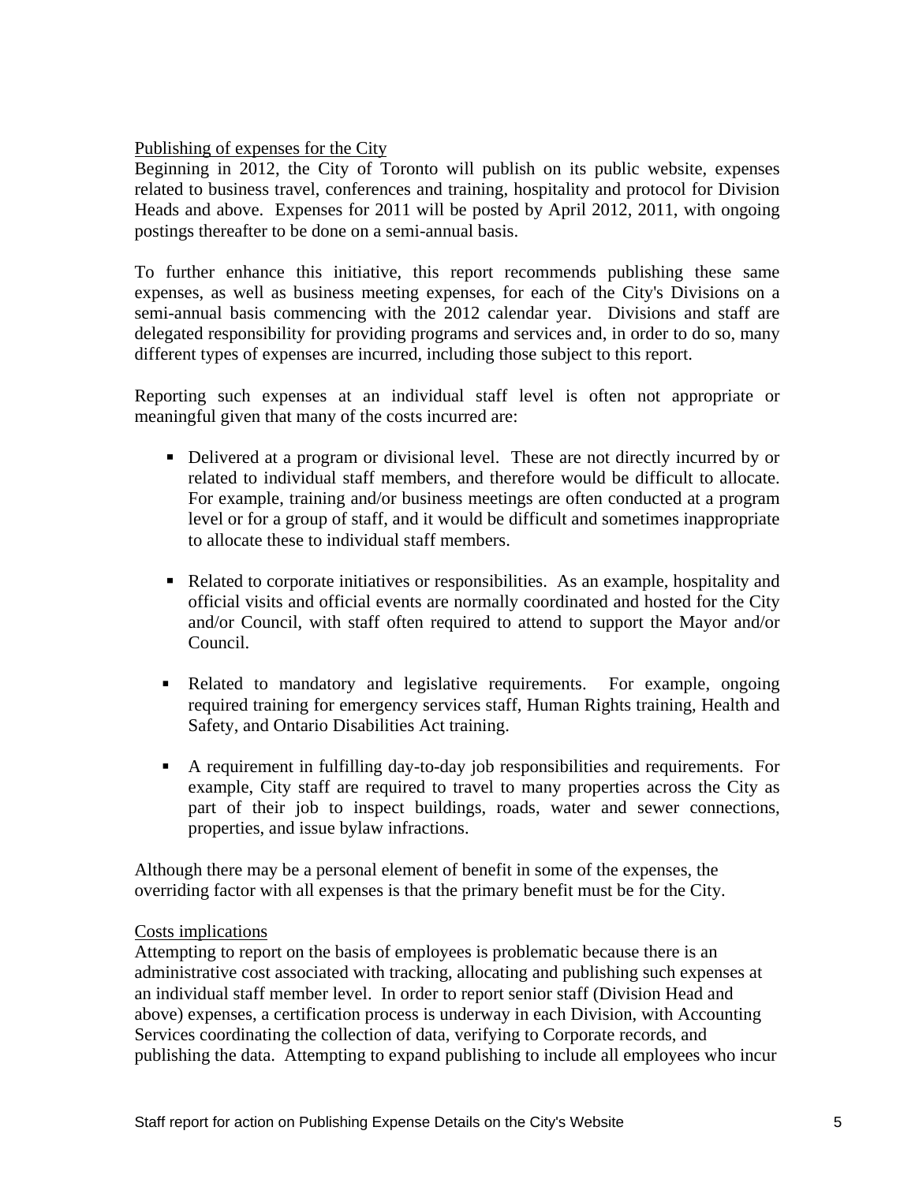<u>Publishing of expenses for the City</u>

Beginning in 2012, the City of Toronto will publish on its public website, expenses related to business travel, conferences and training, hospitality and protocol for Division Heads and above. Expenses for 2011 will be posted by April 2012, 2011, with ongoing postings thereafter to be done on a semi-annual basis.

To further enhance this initiative, this report recommends publishing these same expenses, as well as business meeting expenses, for each of the City's Divisions on a semi-annual basis commencing with the 2012 calendar year. Divisions and staff are delegated responsibility for providing programs and services and, in order to do so, many different types of expenses are incurred, including those subject to this report.

Reporting such expenses at an individual staff level is often not appropriate or meaningful given that many of the costs incurred are:

- Delivered at a program or divisional level. These are not directly incurred by or related to individual staff members, and therefore would be difficult to allocate. For example, training and/or business meetings are often conducted at a program level or for a group of staff, and it would be difficult and sometimes inappropriate to allocate these to individual staff members.

- Related to corporate initiatives or responsibilities. As an example, hospitality and official visits and official events are normally coordinated and hosted for the City and/or Council, with staff often required to attend to support the Mayor and/or Council.

- Related to mandatory and legislative requirements. For example, ongoing required training for emergency services staff, Human Rights training, Health and Safety, and Ontario Disabilities Act training.

- A requirement in fulfilling day-to-day job responsibilities and requirements. For example, City staff are required to travel to many properties across the City as part of their job to inspect buildings, roads, water and sewer connections, properties, and issue bylaw infractions.

Although there may be a personal element of benefit in some of the expenses, the overriding factor with all expenses is that the primary benefit must be for the City.

<u>Costs implications</u>

Attempting to report on the basis of employees is problematic because there is an administrative cost associated with tracking, allocating and publishing such expenses at an individual staff member level. In order to report senior staff (Division Head and above) expenses, a certification process is underway in each Division, with Accounting Services coordinating the collection of data, verifying to Corporate records, and publishing the data. Attempting to expand publishing to include all employees who incur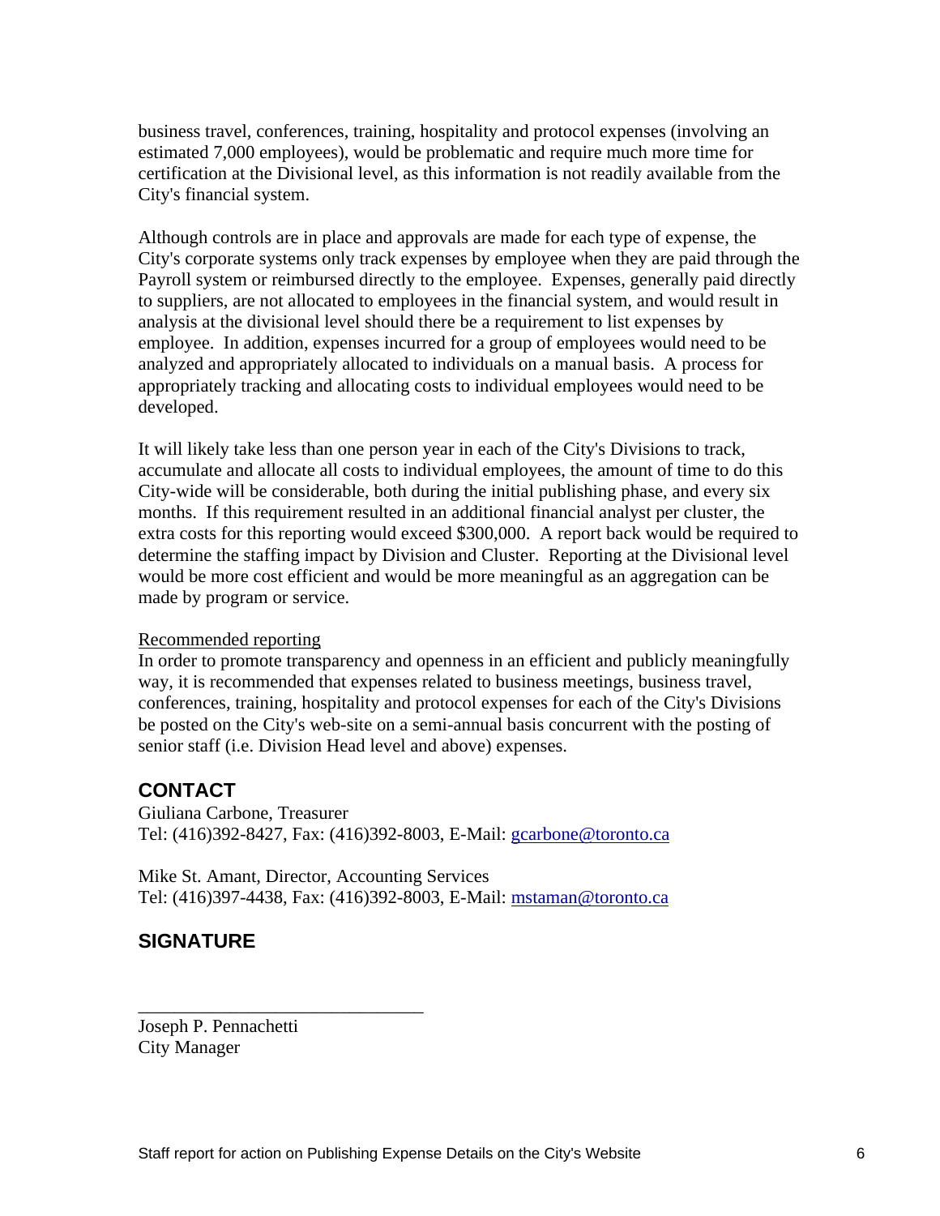business travel, conferences, training, hospitality and protocol expenses (involving an estimated 7,000 employees), would be problematic and require much more time for certification at the Divisional level, as this information is not readily available from the City's financial system.

Although controls are in place and approvals are made for each type of expense, the City's corporate systems only track expenses by employee when they are paid through the Payroll system or reimbursed directly to the employee. Expenses, generally paid directly to suppliers, are not allocated to employees in the financial system, and would result in analysis at the divisional level should there be a requirement to list expenses by employee. In addition, expenses incurred for a group of employees would need to be analyzed and appropriately allocated to individuals on a manual basis. A process for appropriately tracking and allocating costs to individual employees would need to be developed.

It will likely take less than one person year in each of the City's Divisions to track, accumulate and allocate all costs to individual employees, the amount of time to do this City-wide will be considerable, both during the initial publishing phase, and every six months. If this requirement resulted in an additional financial analyst per cluster, the extra costs for this reporting would exceed $300,000. A report back would be required to determine the staffing impact by Division and Cluster. Reporting at the Divisional level would be more cost efficient and would be more meaningful as an aggregation can be made by program or service.

Recommended reporting

In order to promote transparency and openness in an efficient and publicly meaningfully way, it is recommended that expenses related to business meetings, business travel, conferences, training, hospitality and protocol expenses for each of the City's Divisions be posted on the City's web-site on a semi-annual basis concurrent with the posting of senior staff (i.e. Division Head level and above) expenses.

## CONTACT

Giuliana Carbone, Treasurer
Tel: (416)392-8427, Fax: (416)392-8003, E-Mail: gcarbone@toronto.ca

Mike St. Amant, Director, Accounting Services
Tel: (416)397-4438, Fax: (416)392-8003, E-Mail: mstaman@toronto.ca

## SIGNATURE

_______________________________

Joseph P. Pennachetti
City Manager